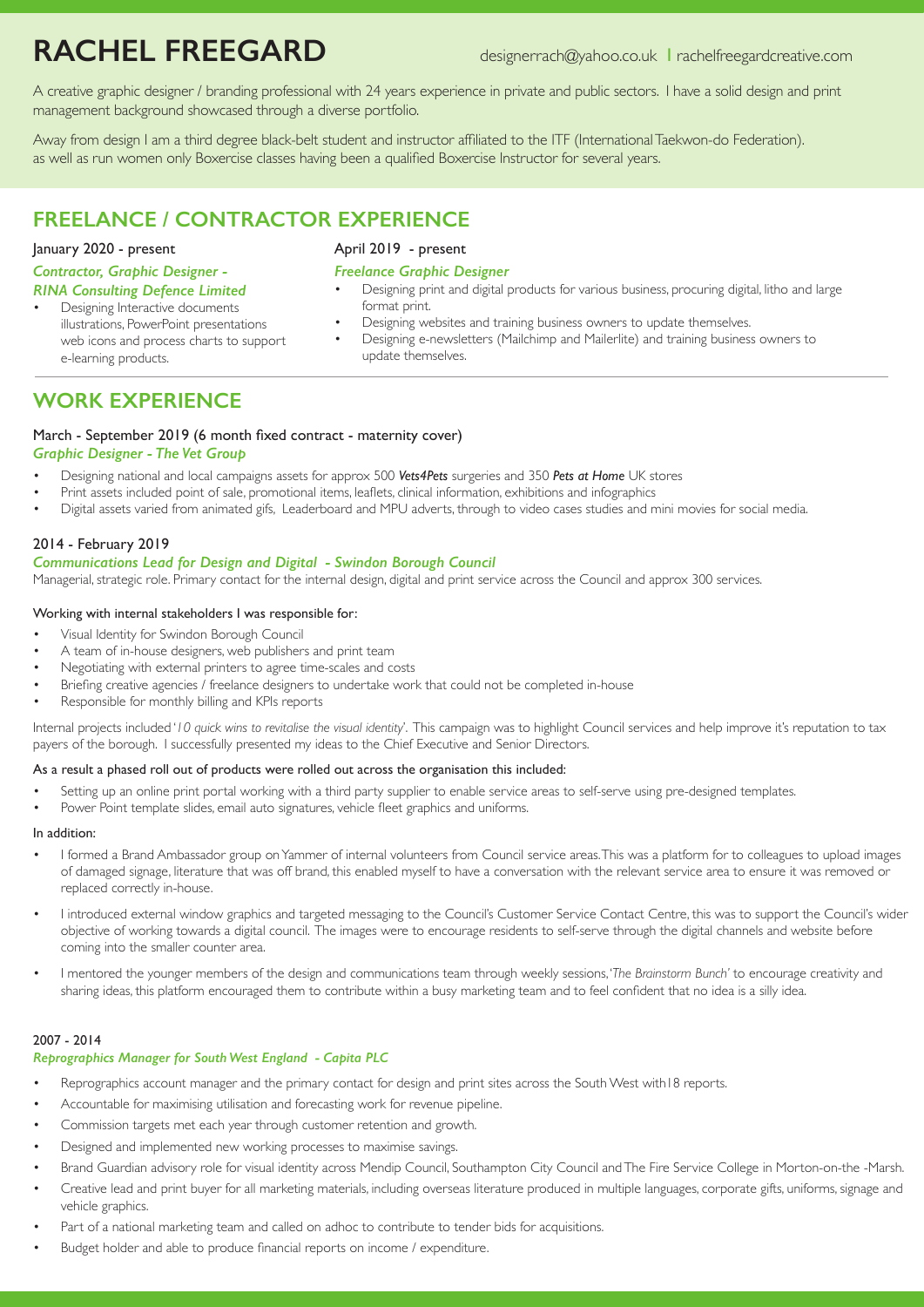# RACHEL FREEGARD

designerrach@yahoo.co.uk | rachelfreegardcreative.com

A creative graphic designer / branding professional with 24 years experience in private and public sectors. I have a solid design and print management background showcased through a diverse portfolio.

Away from design I am a third degree black-belt student and instructor affiliated to the ITF (International Taekwon-do Federation). as well as run women only Boxercise classes having been a qualified Boxercise Instructor for several years.

## FREELANCE / CONTRACTOR EXPERIENCE

January 2020 - present

***Contractor, Graphic Designer - RINA Consulting Defence Limited***

- Designing Interactive documents illustrations, PowerPoint presentations web icons and process charts to support e-learning products.

April 2019 - present

***Freelance Graphic Designer***

- Designing print and digital products for various business, procuring digital, litho and large format print.
- Designing websites and training business owners to update themselves.
- Designing e-newsletters (Mailchimp and Mailerlite) and training business owners to update themselves.

## WORK EXPERIENCE

March - September 2019 (6 month fixed contract - maternity cover)

***Graphic Designer - The Vet Group***

- Designing national and local campaigns assets for approx 500 ***Vets4Pets*** surgeries and 350 ***Pets at Home*** UK stores
- Print assets included point of sale, promotional items, leaflets, clinical information, exhibitions and infographics
- Digital assets varied from animated gifs, Leaderboard and MPU adverts, through to video cases studies and mini movies for social media.

2014 - February 2019

***Communications Lead for Design and Digital - Swindon Borough Council***

Managerial, strategic role. Primary contact for the internal design, digital and print service across the Council and approx 300 services.

Working with internal stakeholders I was responsible for:

- Visual Identity for Swindon Borough Council
- A team of in-house designers, web publishers and print team
- Negotiating with external printers to agree time-scales and costs
- Briefing creative agencies / freelance designers to undertake work that could not be completed in-house
- Responsible for monthly billing and KPIs reports

Internal projects included '*10 quick wins to revitalise the visual identity*'. This campaign was to highlight Council services and help improve it's reputation to tax payers of the borough. I successfully presented my ideas to the Chief Executive and Senior Directors.

As a result a phased roll out of products were rolled out across the organisation this included:

- Setting up an online print portal working with a third party supplier to enable service areas to self-serve using pre-designed templates.
- Power Point template slides, email auto signatures, vehicle fleet graphics and uniforms.

In addition:

- I formed a Brand Ambassador group on Yammer of internal volunteers from Council service areas. This was a platform for to colleagues to upload images of damaged signage, literature that was off brand, this enabled myself to have a conversation with the relevant service area to ensure it was removed or replaced correctly in-house.
- I introduced external window graphics and targeted messaging to the Council's Customer Service Contact Centre, this was to support the Council's wider objective of working towards a digital council. The images were to encourage residents to self-serve through the digital channels and website before coming into the smaller counter area.
- I mentored the younger members of the design and communications team through weekly sessions, '*The Brainstorm Bunch*' to encourage creativity and sharing ideas, this platform encouraged them to contribute within a busy marketing team and to feel confident that no idea is a silly idea.

2007 - 2014

***Reprographics Manager for South West England - Capita PLC***

- Reprographics account manager and the primary contact for design and print sites across the South West with18 reports.
- Accountable for maximising utilisation and forecasting work for revenue pipeline.
- Commission targets met each year through customer retention and growth.
- Designed and implemented new working processes to maximise savings.
- Brand Guardian advisory role for visual identity across Mendip Council, Southampton City Council and The Fire Service College in Morton-on-the -Marsh.
- Creative lead and print buyer for all marketing materials, including overseas literature produced in multiple languages, corporate gifts, uniforms, signage and vehicle graphics.
- Part of a national marketing team and called on adhoc to contribute to tender bids for acquisitions.
- Budget holder and able to produce financial reports on income / expenditure.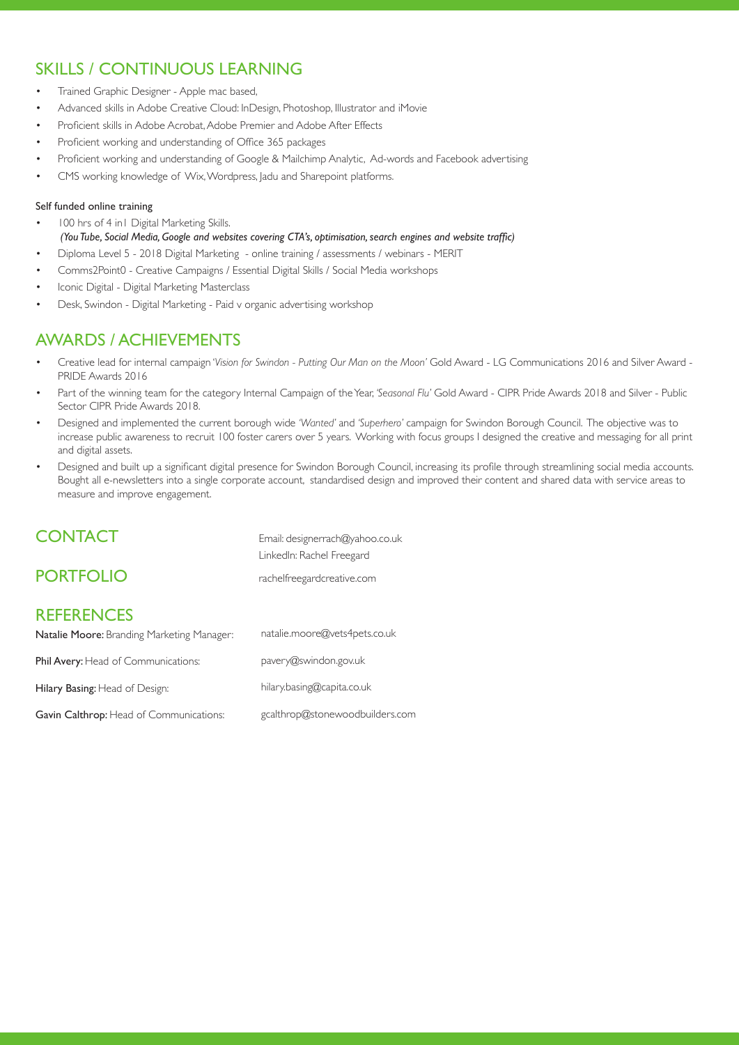## SKILLS / CONTINUOUS LEARNING

- Trained Graphic Designer - Apple mac based,
- Advanced skills in Adobe Creative Cloud: InDesign, Photoshop, Illustrator and iMovie
- Proficient skills in Adobe Acrobat, Adobe Premier and Adobe After Effects
- Proficient working and understanding of Office 365 packages
- Proficient working and understanding of Google & Mailchimp Analytic, Ad-words and Facebook advertising
- CMS working knowledge of Wix, Wordpress, Jadu and Sharepoint platforms.

**Self funded online training**

- 100 hrs of 4 in1 Digital Marketing Skills.
  *(You Tube, Social Media, Google and websites covering CTA's, optimisation, search engines and website traffic)*
- Diploma Level 5 - 2018 Digital Marketing - online training / assessments / webinars - MERIT
- Comms2Point0 - Creative Campaigns / Essential Digital Skills / Social Media workshops
- Iconic Digital - Digital Marketing Masterclass
- Desk, Swindon - Digital Marketing - Paid v organic advertising workshop

## AWARDS / ACHIEVEMENTS

- Creative lead for internal campaign *'Vision for Swindon - Putting Our Man on the Moon'* Gold Award - LG Communications 2016 and Silver Award - PRIDE Awards 2016
- Part of the winning team for the category Internal Campaign of the Year, *'Seasonal Flu'* Gold Award - CIPR Pride Awards 2018 and Silver - Public Sector CIPR Pride Awards 2018.
- Designed and implemented the current borough wide *'Wanted'* and *'Superhero'* campaign for Swindon Borough Council. The objective was to increase public awareness to recruit 100 foster carers over 5 years. Working with focus groups I designed the creative and messaging for all print and digital assets.
- Designed and built up a significant digital presence for Swindon Borough Council, increasing its profile through streamlining social media accounts. Bought all e-newsletters into a single corporate account, standardised design and improved their content and shared data with service areas to measure and improve engagement.

## CONTACT

Email: designerrach@yahoo.co.uk
LinkedIn: Rachel Freegard

## PORTFOLIO

rachelfreegardcreative.com

## REFERENCES

| | |
|---|---|
| **Natalie Moore:** Branding Marketing Manager: | natalie.moore@vets4pets.co.uk |
| **Phil Avery:** Head of Communications: | pavery@swindon.gov.uk |
| **Hilary Basing:** Head of Design: | hilary.basing@capita.co.uk |
| **Gavin Calthrop:** Head of Communications: | gcalthrop@stonewoodbuilders.com |